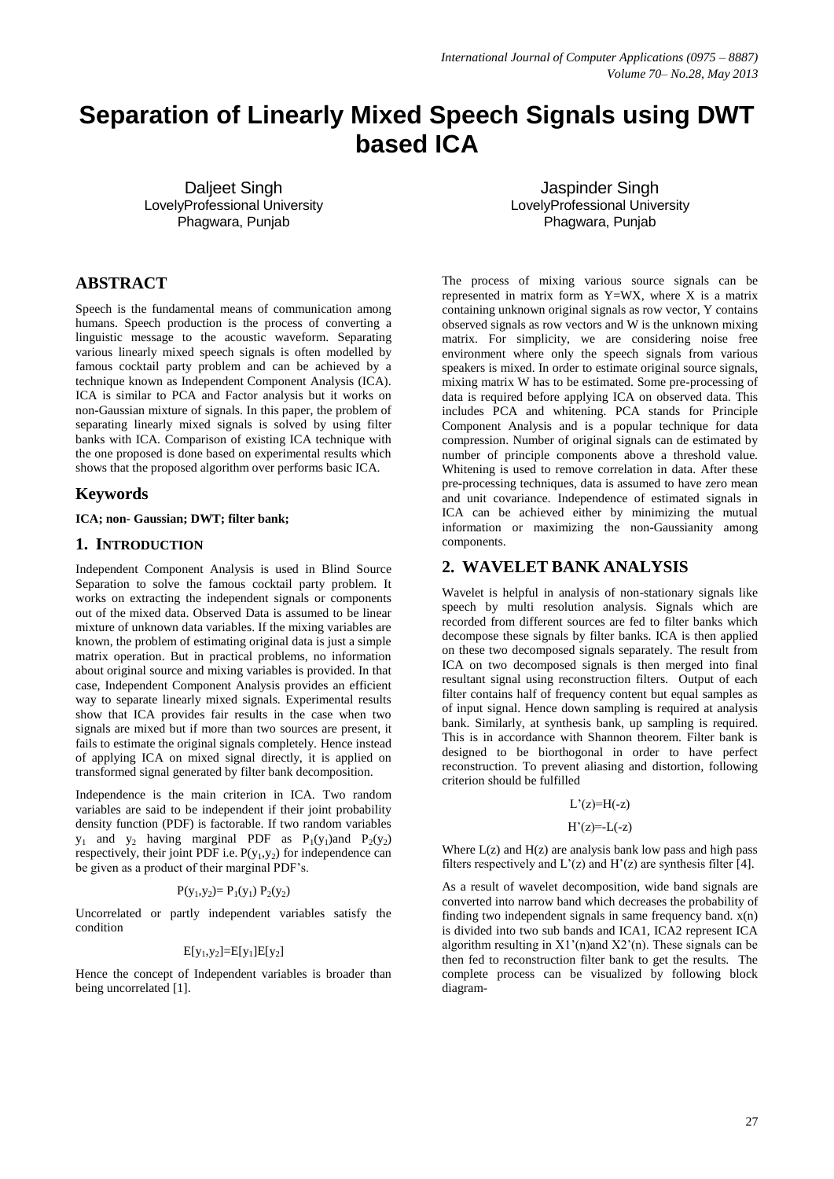# Separation of Linearly Mixed Speech Signals using DWT based ICA

Daljeet Singh
LovelyProfessional University
Phagwara, Punjab

Jaspinder Singh
LovelyProfessional University
Phagwara, Punjab

## ABSTRACT

Speech is the fundamental means of communication among humans. Speech production is the process of converting a linguistic message to the acoustic waveform. Separating various linearly mixed speech signals is often modelled by famous cocktail party problem and can be achieved by a technique known as Independent Component Analysis (ICA). ICA is similar to PCA and Factor analysis but it works on non-Gaussian mixture of signals. In this paper, the problem of separating linearly mixed signals is solved by using filter banks with ICA. Comparison of existing ICA technique with the one proposed is done based on experimental results which shows that the proposed algorithm over performs basic ICA.

## Keywords

**ICA; non- Gaussian; DWT; filter bank;**

## 1. INTRODUCTION

Independent Component Analysis is used in Blind Source Separation to solve the famous cocktail party problem. It works on extracting the independent signals or components out of the mixed data. Observed Data is assumed to be linear mixture of unknown data variables. If the mixing variables are known, the problem of estimating original data is just a simple matrix operation. But in practical problems, no information about original source and mixing variables is provided. In that case, Independent Component Analysis provides an efficient way to separate linearly mixed signals. Experimental results show that ICA provides fair results in the case when two signals are mixed but if more than two sources are present, it fails to estimate the original signals completely. Hence instead of applying ICA on mixed signal directly, it is applied on transformed signal generated by filter bank decomposition.

Independence is the main criterion in ICA. Two random variables are said to be independent if their joint probability density function (PDF) is factorable. If two random variables $y_1$ and $y_2$ having marginal PDF as $P_1(y_1)$and $P_2(y_2)$ respectively, their joint PDF i.e. $P(y_1,y_2)$ for independence can be given as a product of their marginal PDF's.

$$P(y_1,y_2)= P_1(y_1)\, P_2(y_2)$$

Uncorrelated or partly independent variables satisfy the condition

$$E[y_1,y_2]=E[y_1]E[y_2]$$

Hence the concept of Independent variables is broader than being uncorrelated [1].

The process of mixing various source signals can be represented in matrix form as Y=WX, where X is a matrix containing unknown original signals as row vector, Y contains observed signals as row vectors and W is the unknown mixing matrix. For simplicity, we are considering noise free environment where only the speech signals from various speakers is mixed. In order to estimate original source signals, mixing matrix W has to be estimated. Some pre-processing of data is required before applying ICA on observed data. This includes PCA and whitening. PCA stands for Principle Component Analysis and is a popular technique for data compression. Number of original signals can de estimated by number of principle components above a threshold value. Whitening is used to remove correlation in data. After these pre-processing techniques, data is assumed to have zero mean and unit covariance. Independence of estimated signals in ICA can be achieved either by minimizing the mutual information or maximizing the non-Gaussianity among components.

## 2. WAVELET BANK ANALYSIS

Wavelet is helpful in analysis of non-stationary signals like speech by multi resolution analysis. Signals which are recorded from different sources are fed to filter banks which decompose these signals by filter banks. ICA is then applied on these two decomposed signals separately. The result from ICA on two decomposed signals is then merged into final resultant signal using reconstruction filters. Output of each filter contains half of frequency content but equal samples as of input signal. Hence down sampling is required at analysis bank. Similarly, at synthesis bank, up sampling is required. This is in accordance with Shannon theorem. Filter bank is designed to be biorthogonal in order to have perfect reconstruction. To prevent aliasing and distortion, following criterion should be fulfilled

$$L'(z)=H(-z)$$

$$H'(z)=-L(-z)$$

Where L(z) and H(z) are analysis bank low pass and high pass filters respectively and L'(z) and H'(z) are synthesis filter [4].

As a result of wavelet decomposition, wide band signals are converted into narrow band which decreases the probability of finding two independent signals in same frequency band. x(n) is divided into two sub bands and ICA1, ICA2 represent ICA algorithm resulting in X1'(n)and X2'(n). These signals can be then fed to reconstruction filter bank to get the results. The complete process can be visualized by following block diagram-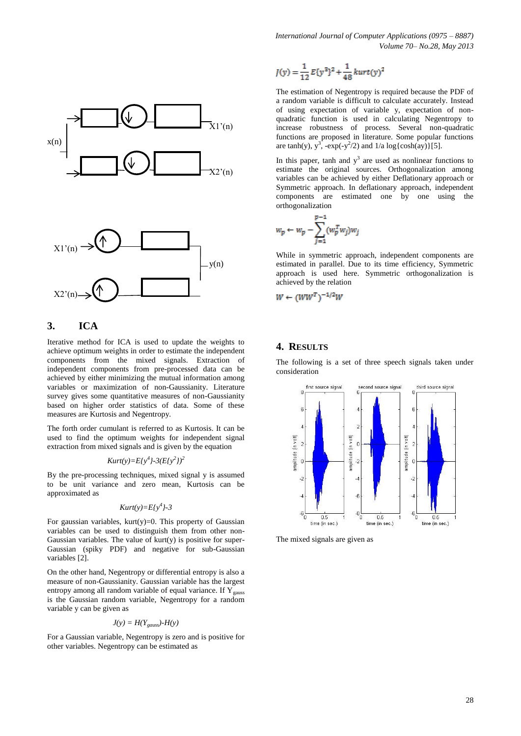## 3. ICA

Iterative method for ICA is used to update the weights to achieve optimum weights in order to estimate the independent components from the mixed signals. Extraction of independent components from pre-processed data can be achieved by either minimizing the mutual information among variables or maximization of non-Gaussianity. Literature survey gives some quantitative measures of non-Gaussianity based on higher order statistics of data. Some of these measures are Kurtosis and Negentropy.

The forth order cumulant is referred to as Kurtosis. It can be used to find the optimum weights for independent signal extraction from mixed signals and is given by the equation

$$Kurt(y)=E\{y^4\}-3(E\{y^2\})^2$$

By the pre-processing techniques, mixed signal y is assumed to be unit variance and zero mean, Kurtosis can be approximated as

$$Kurt(y)=E\{y^4\}-3$$

For gaussian variables, kurt(y)=0. This property of Gaussian variables can be used to distinguish them from other non-Gaussian variables. The value of kurt(y) is positive for super-Gaussian (spiky PDF) and negative for sub-Gaussian variables [2].

On the other hand, Negentropy or differential entropy is also a measure of non-Gaussianity. Gaussian variable has the largest entropy among all random variable of equal variance. If $Y_{gauss}$ is the Gaussian random variable, Negentropy for a random variable y can be given as

$$J(y) = H(Y_{gauss})-H(y)$$

For a Gaussian variable, Negentropy is zero and is positive for other variables. Negentropy can be estimated as

$$J(y) = \frac{1}{12}E\{y^3\}^2 + \frac{1}{48}kurt(y)^2$$

The estimation of Negentropy is required because the PDF of a random variable is difficult to calculate accurately. Instead of using expectation of variable y, expectation of non-quadratic function is used in calculating Negentropy to increase robustness of process. Several non-quadratic functions are proposed in literature. Some popular functions are tanh(y), $y^3$, $-\exp(-y^2/2)$ and $1/a \log\{\cosh(ay)\}$[5].

In this paper, tanh and $y^3$ are used as nonlinear functions to estimate the original sources. Orthogonalization among variables can be achieved by either Deflationary approach or Symmetric approach. In deflationary approach, independent components are estimated one by one using the orthogonalization

$$w_p \leftarrow w_p - \sum_{j=1}^{p-1}(w_p^T w_j)w_j$$

While in symmetric approach, independent components are estimated in parallel. Due to its time efficiency, Symmetric approach is used here. Symmetric orthogonalization is achieved by the relation

$$W \leftarrow (WW^T)^{-1/2}W$$

## 4. RESULTS

The following is a set of three speech signals taken under consideration

The mixed signals are given as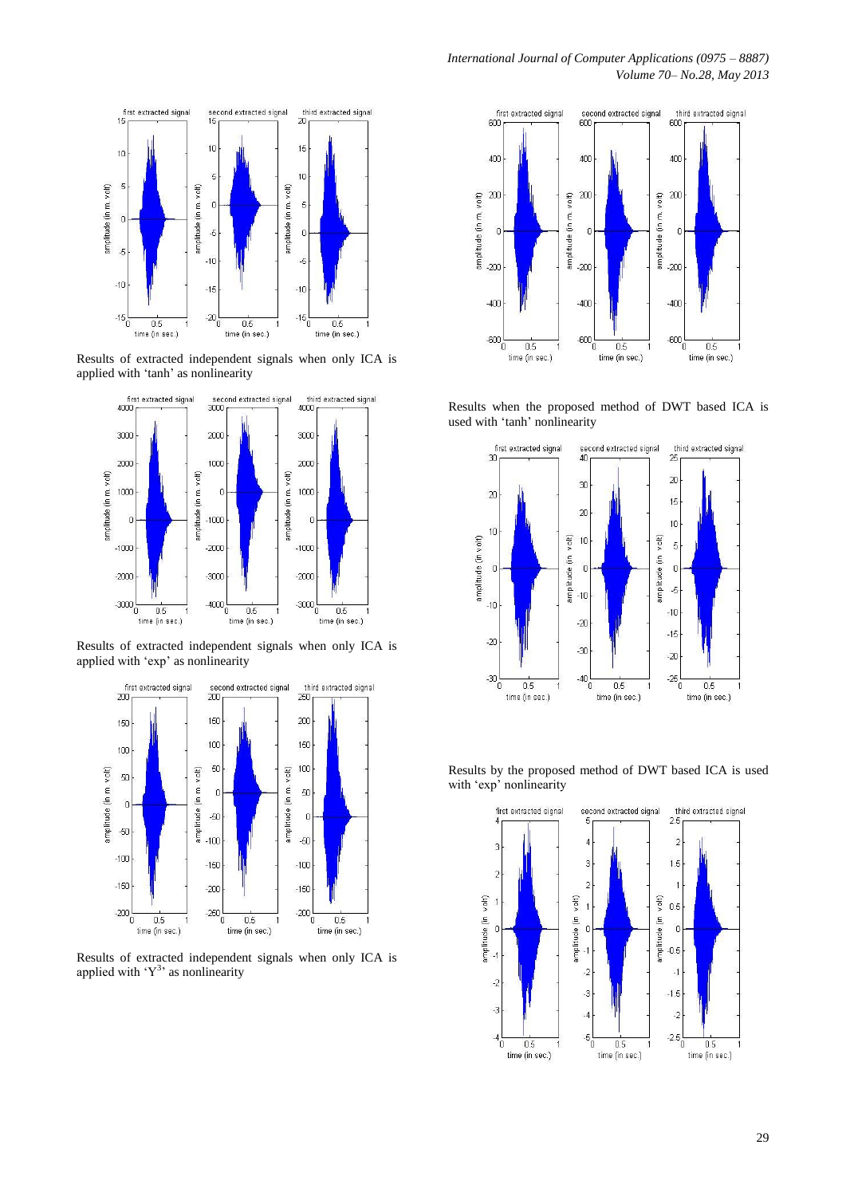Results of extracted independent signals when only ICA is applied with 'tanh' as nonlinearity

Results of extracted independent signals when only ICA is applied with 'exp' as nonlinearity

Results of extracted independent signals when only ICA is applied with '$Y^3$' as nonlinearity

Results when the proposed method of DWT based ICA is used with 'tanh' nonlinearity

Results by the proposed method of DWT based ICA is used with 'exp' nonlinearity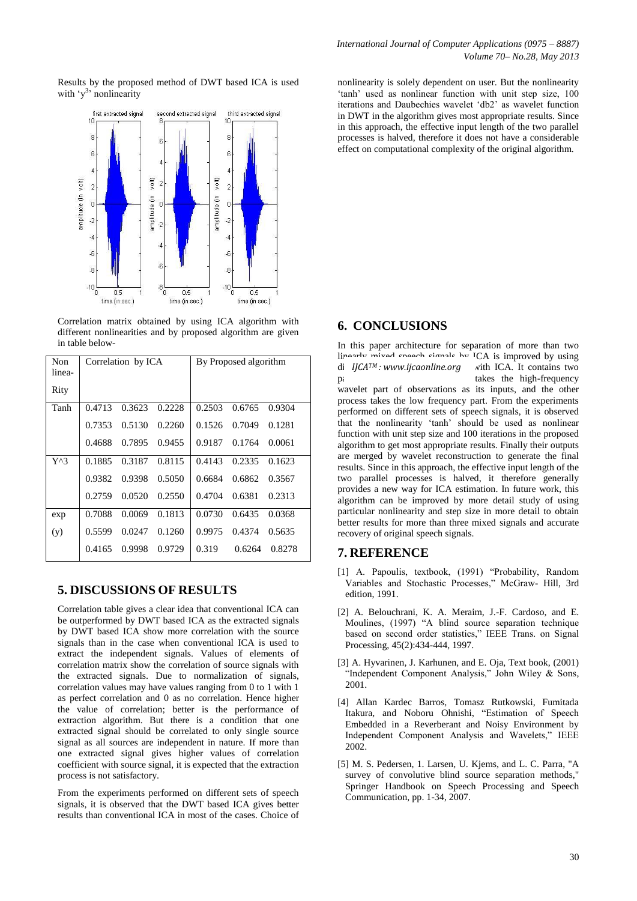Results by the proposed method of DWT based ICA is used with '$y^3$' nonlinearity

Correlation matrix obtained by using ICA algorithm with different nonlinearities and by proposed algorithm are given in table below-

| Non linea- Rity | Correlation by ICA | | | By Proposed algorithm | | |
|---|---|---|---|---|---|---|
| Tanh | 0.4713 | 0.3623 | 0.2228 | 0.2503 | 0.6765 | 0.9304 |
| | 0.7353 | 0.5130 | 0.2260 | 0.1526 | 0.7049 | 0.1281 |
| | 0.4688 | 0.7895 | 0.9455 | 0.9187 | 0.1764 | 0.0061 |
| Y^3 | 0.1885 | 0.3187 | 0.8115 | 0.4143 | 0.2335 | 0.1623 |
| | 0.9382 | 0.9398 | 0.5050 | 0.6684 | 0.6862 | 0.3567 |
| | 0.2759 | 0.0520 | 0.2550 | 0.4704 | 0.6381 | 0.2313 |
| exp (y) | 0.7088 | 0.0069 | 0.1813 | 0.0730 | 0.6435 | 0.0368 |
| | 0.5599 | 0.0247 | 0.1260 | 0.9975 | 0.4374 | 0.5635 |
| | 0.4165 | 0.9998 | 0.9729 | 0.319 | 0.6264 | 0.8278 |

## 5. DISCUSSIONS OF RESULTS

Correlation table gives a clear idea that conventional ICA can be outperformed by DWT based ICA as the extracted signals by DWT based ICA show more correlation with the source signals than in the case when conventional ICA is used to extract the independent signals. Values of elements of correlation matrix show the correlation of source signals with the extracted signals. Due to normalization of signals, correlation values may have values ranging from 0 to 1 with 1 as perfect correlation and 0 as no correlation. Hence higher the value of correlation; better is the performance of extraction algorithm. But there is a condition that one extracted signal should be correlated to only single source signal as all sources are independent in nature. If more than one extracted signal gives higher values of correlation coefficient with source signal, it is expected that the extraction process is not satisfactory.

From the experiments performed on different sets of speech signals, it is observed that the DWT based ICA gives better results than conventional ICA in most of the cases. Choice of nonlinearity is solely dependent on user. But the nonlinearity 'tanh' used as nonlinear function with unit step size, 100 iterations and Daubechies wavelet 'db2' as wavelet function in DWT in the algorithm gives most appropriate results. Since in this approach, the effective input length of the two parallel processes is halved, therefore it does not have a considerable effect on computational complexity of the original algorithm.

## 6. CONCLUSIONS

In this paper architecture for separation of more than two linearly mixed speech signals by ICA is improved by using di *IJCA™: www.ijcaonline.org* with ICA. It contains two pa takes the high-frequency wavelet part of observations as its inputs, and the other process takes the low frequency part. From the experiments performed on different sets of speech signals, it is observed that the nonlinearity 'tanh' should be used as nonlinear function with unit step size and 100 iterations in the proposed algorithm to get most appropriate results. Finally their outputs are merged by wavelet reconstruction to generate the final results. Since in this approach, the effective input length of the two parallel processes is halved, it therefore generally provides a new way for ICA estimation. In future work, this algorithm can be improved by more detail study of using particular nonlinearity and step size in more detail to obtain better results for more than three mixed signals and accurate recovery of original speech signals.

## 7. REFERENCE

[1] A. Papoulis, textbook, (1991) "Probability, Random Variables and Stochastic Processes," McGraw- Hill, 3rd edition, 1991.

[2] A. Belouchrani, K. A. Meraim, J.-F. Cardoso, and E. Moulines, (1997) "A blind source separation technique based on second order statistics," IEEE Trans. on Signal Processing, 45(2):434-444, 1997.

[3] A. Hyvarinen, J. Karhunen, and E. Oja, Text book, (2001) "Independent Component Analysis," John Wiley & Sons, 2001.

[4] Allan Kardec Barros, Tomasz Rutkowski, Fumitada Itakura, and Noboru Ohnishi, "Estimation of Speech Embedded in a Reverberant and Noisy Environment by Independent Component Analysis and Wavelets," IEEE 2002.

[5] M. S. Pedersen, 1. Larsen, U. Kjems, and L. C. Parra, "A survey of convolutive blind source separation methods," Springer Handbook on Speech Processing and Speech Communication, pp. 1-34, 2007.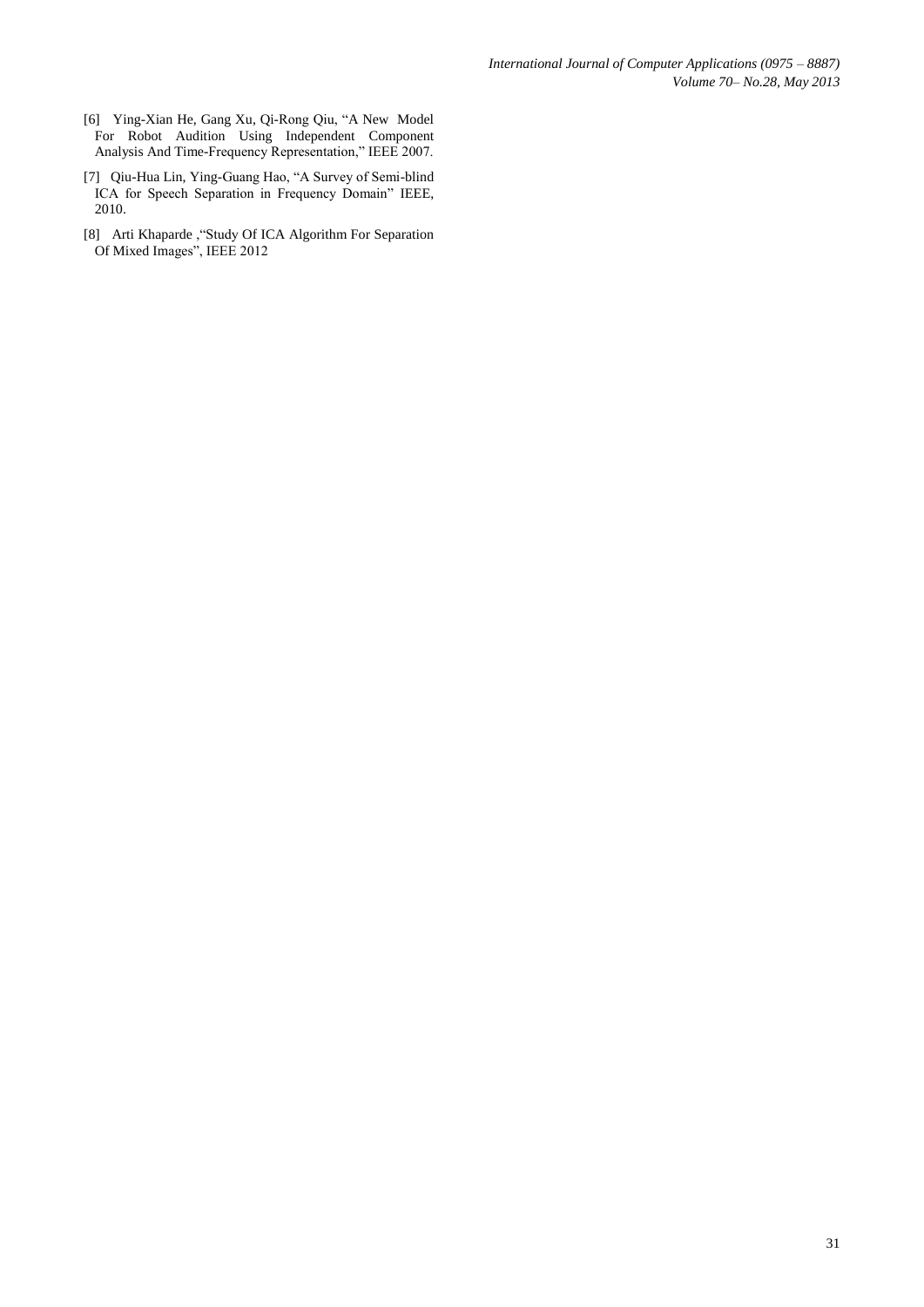[6] Ying-Xian He, Gang Xu, Qi-Rong Qiu, "A New Model For Robot Audition Using Independent Component Analysis And Time-Frequency Representation," IEEE 2007.

[7] Qiu-Hua Lin, Ying-Guang Hao, "A Survey of Semi-blind ICA for Speech Separation in Frequency Domain" IEEE, 2010.

[8] Arti Khaparde ,"Study Of ICA Algorithm For Separation Of Mixed Images", IEEE 2012